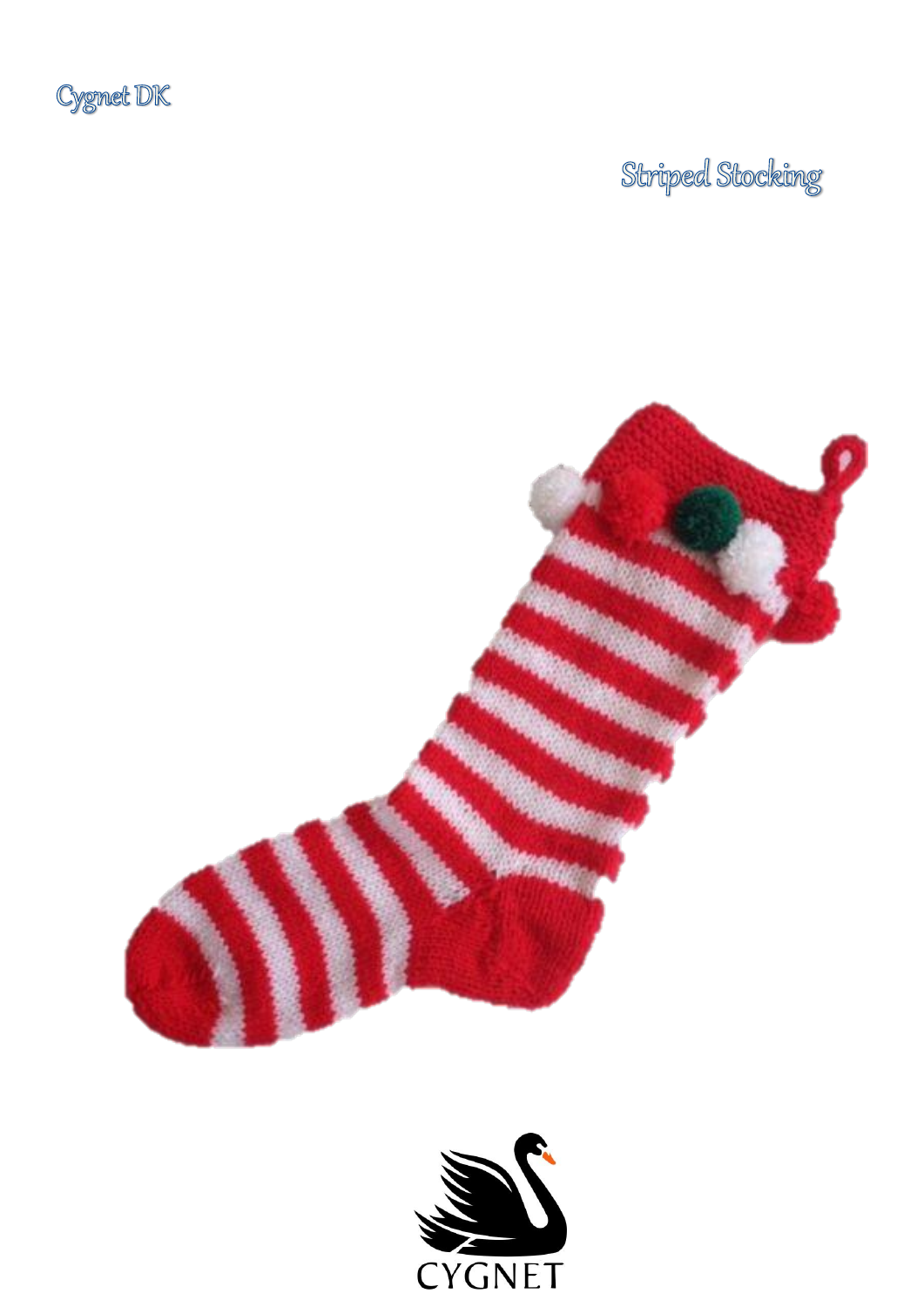Cygnet DK

# Striped Stocking

CYGNET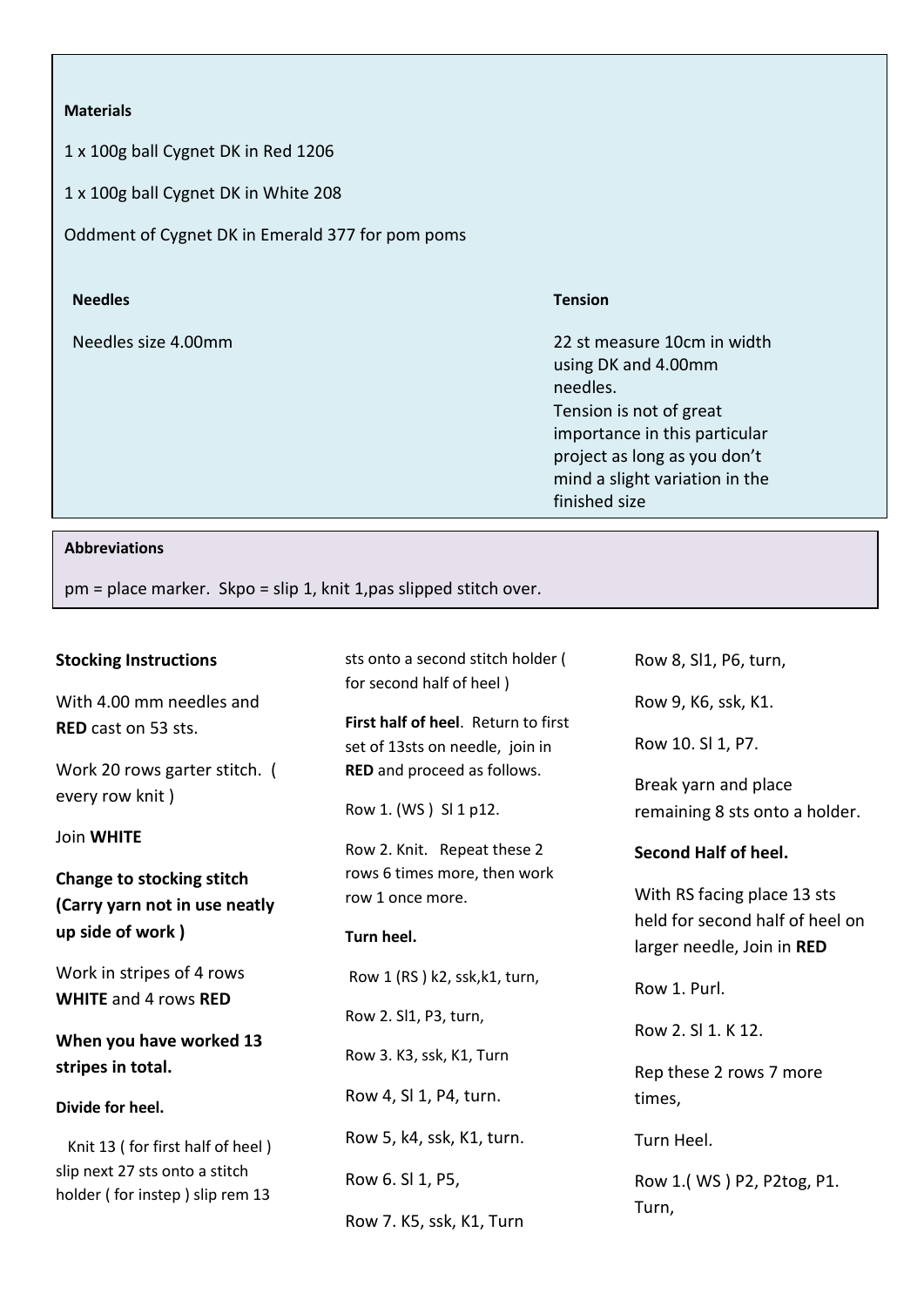**Materials**

1 x 100g ball Cygnet DK in Red 1206

1 x 100g ball Cygnet DK in White 208

Oddment of Cygnet DK in Emerald 377 for pom poms

| **Needles** | **Tension** |
|---|---|
| Needles size 4.00mm | 22 st measure 10cm in width using DK and 4.00mm needles. Tension is not of great importance in this particular project as long as you don't mind a slight variation in the finished size |

**Abbreviations**

pm = place marker. Skpo = slip 1, knit 1,pas slipped stitch over.

**Stocking Instructions**

With 4.00 mm needles and **RED** cast on 53 sts.

Work 20 rows garter stitch. ( every row knit )

Join **WHITE**

**Change to stocking stitch (Carry yarn not in use neatly up side of work )**

Work in stripes of 4 rows **WHITE** and 4 rows **RED**

**When you have worked 13 stripes in total.**

**Divide for heel.**

Knit 13 ( for first half of heel ) slip next 27 sts onto a stitch holder ( for instep ) slip rem 13 sts onto a second stitch holder ( for second half of heel )

**First half of heel**. Return to first set of 13sts on needle, join in **RED** and proceed as follows.

Row 1. (WS ) Sl 1 p12.

Row 2. Knit. Repeat these 2 rows 6 times more, then work row 1 once more.

**Turn heel.**

Row 1 (RS ) k2, ssk,k1, turn,

Row 2. Sl1, P3, turn,

Row 3. K3, ssk, K1, Turn

Row 4, Sl 1, P4, turn.

Row 5, k4, ssk, K1, turn.

Row 6. Sl 1, P5,

Row 7. K5, ssk, K1, Turn

Row 8, Sl1, P6, turn,

Row 9, K6, ssk, K1.

Row 10. Sl 1, P7.

Break yarn and place remaining 8 sts onto a holder.

**Second Half of heel.**

With RS facing place 13 sts held for second half of heel on larger needle, Join in **RED**

Row 1. Purl.

Row 2. Sl 1. K 12.

Rep these 2 rows 7 more times,

Turn Heel.

Row 1.( WS ) P2, P2tog, P1. Turn,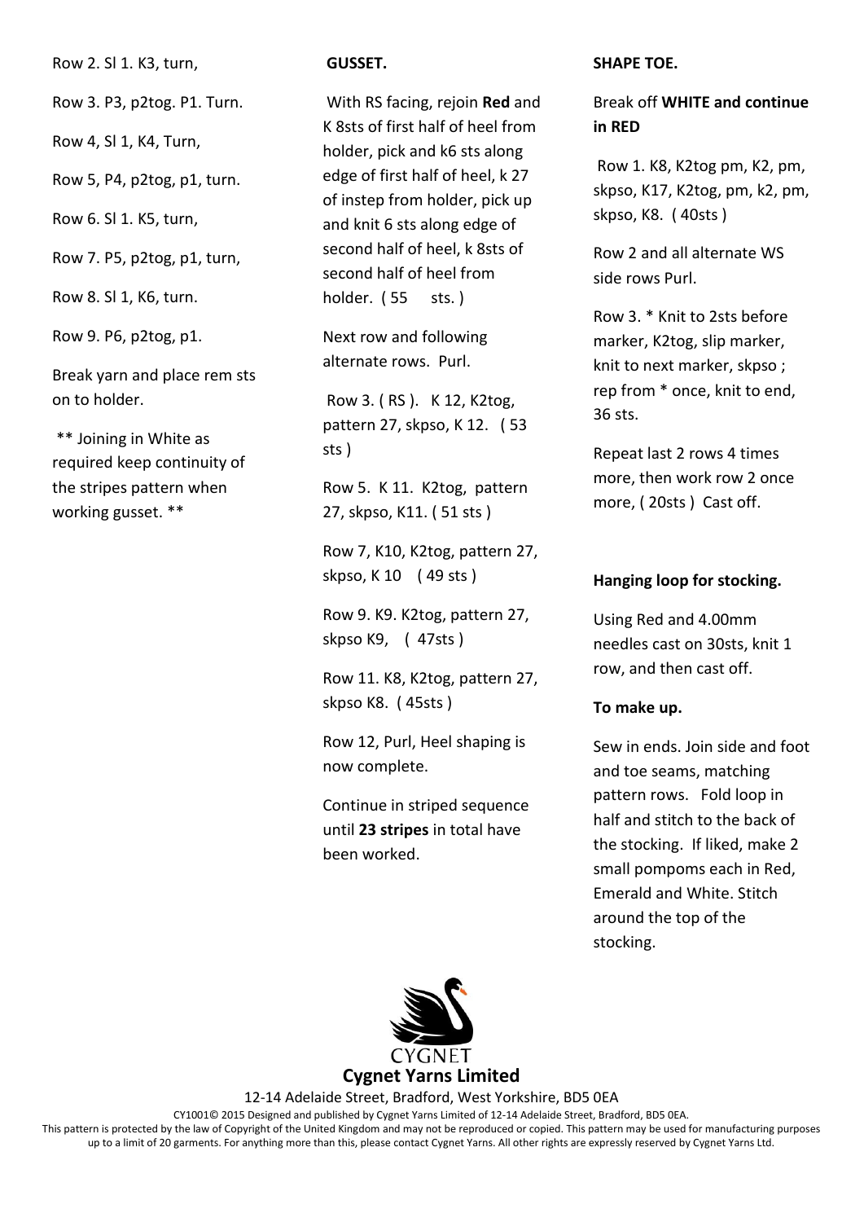Row 2. Sl 1. K3, turn,

Row 3. P3, p2tog. P1. Turn.

Row 4, Sl 1, K4, Turn,

Row 5, P4, p2tog, p1, turn.

Row 6. Sl 1. K5, turn,

Row 7. P5, p2tog, p1, turn,

Row 8. Sl 1, K6, turn.

Row 9. P6, p2tog, p1.

Break yarn and place rem sts on to holder.

** Joining in White as required keep continuity of the stripes pattern when working gusset. **

**GUSSET.**

With RS facing, rejoin **Red** and K 8sts of first half of heel from holder, pick and k6 sts along edge of first half of heel, k 27 of instep from holder, pick up and knit 6 sts along edge of second half of heel, k 8sts of second half of heel from holder. ( 55 sts. )

Next row and following alternate rows. Purl.

Row 3. ( RS ). K 12, K2tog, pattern 27, skpso, K 12. ( 53 sts )

Row 5. K 11. K2tog, pattern 27, skpso, K11. ( 51 sts )

Row 7, K10, K2tog, pattern 27, skpso, K 10 ( 49 sts )

Row 9. K9. K2tog, pattern 27, skpso K9, ( 47sts )

Row 11. K8, K2tog, pattern 27, skpso K8. ( 45sts )

Row 12, Purl, Heel shaping is now complete.

Continue in striped sequence until **23 stripes** in total have been worked.

**SHAPE TOE.**

Break off **WHITE and continue in RED**

Row 1. K8, K2tog pm, K2, pm, skpso, K17, K2tog, pm, k2, pm, skpso, K8. ( 40sts )

Row 2 and all alternate WS side rows Purl.

Row 3. * Knit to 2sts before marker, K2tog, slip marker, knit to next marker, skpso ; rep from * once, knit to end, 36 sts.

Repeat last 2 rows 4 times more, then work row 2 once more, ( 20sts ) Cast off.

**Hanging loop for stocking.**

Using Red and 4.00mm needles cast on 30sts, knit 1 row, and then cast off.

**To make up.**

Sew in ends. Join side and foot and toe seams, matching pattern rows. Fold loop in half and stitch to the back of the stocking. If liked, make 2 small pompoms each in Red, Emerald and White. Stitch around the top of the stocking.

CYGNET

**Cygnet Yarns Limited**

12-14 Adelaide Street, Bradford, West Yorkshire, BD5 0EA

CY1001© 2015 Designed and published by Cygnet Yarns Limited of 12-14 Adelaide Street, Bradford, BD5 0EA.
This pattern is protected by the law of Copyright of the United Kingdom and may not be reproduced or copied. This pattern may be used for manufacturing purposes up to a limit of 20 garments. For anything more than this, please contact Cygnet Yarns. All other rights are expressly reserved by Cygnet Yarns Ltd.